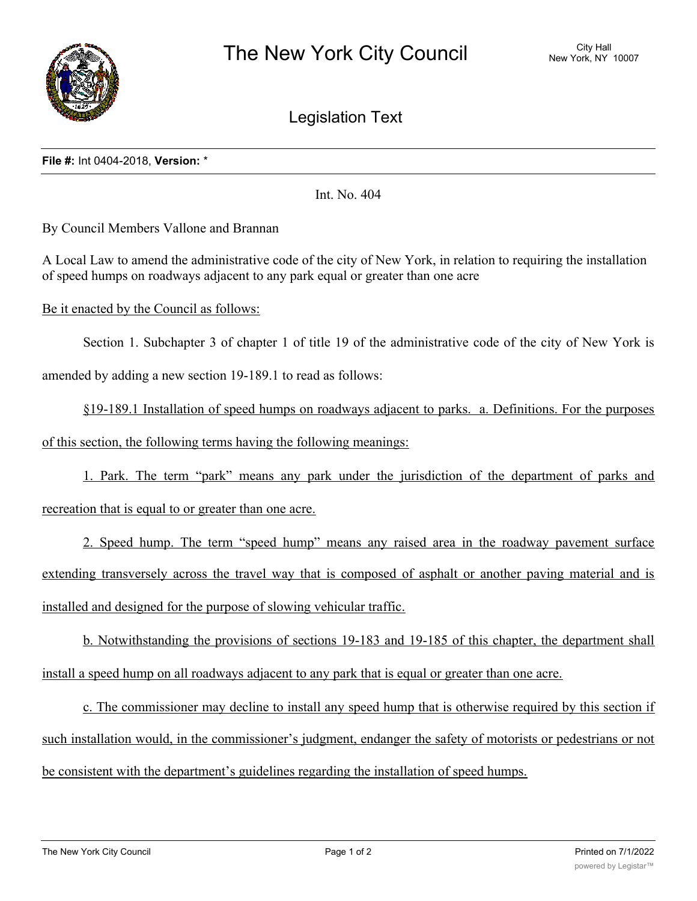# The New York City Council

City Hall
New York, NY 10007

## Legislation Text

**File #:** Int 0404-2018, **Version:** *

Int. No. 404

By Council Members Vallone and Brannan

A Local Law to amend the administrative code of the city of New York, in relation to requiring the installation of speed humps on roadways adjacent to any park equal or greater than one acre

Be it enacted by the Council as follows:

Section 1. Subchapter 3 of chapter 1 of title 19 of the administrative code of the city of New York is amended by adding a new section 19-189.1 to read as follows:

§19-189.1 Installation of speed humps on roadways adjacent to parks. a. Definitions. For the purposes of this section, the following terms having the following meanings:

1. Park. The term "park" means any park under the jurisdiction of the department of parks and recreation that is equal to or greater than one acre.

2. Speed hump. The term "speed hump" means any raised area in the roadway pavement surface extending transversely across the travel way that is composed of asphalt or another paving material and is installed and designed for the purpose of slowing vehicular traffic.

b. Notwithstanding the provisions of sections 19-183 and 19-185 of this chapter, the department shall install a speed hump on all roadways adjacent to any park that is equal or greater than one acre.

c. The commissioner may decline to install any speed hump that is otherwise required by this section if such installation would, in the commissioner's judgment, endanger the safety of motorists or pedestrians or not be consistent with the department's guidelines regarding the installation of speed humps.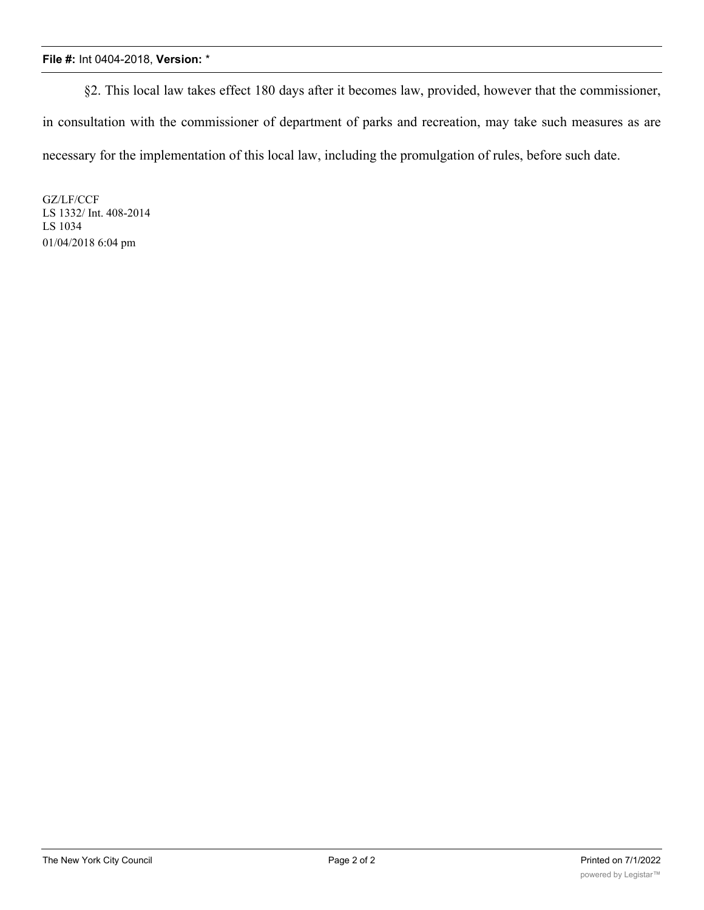§2. This local law takes effect 180 days after it becomes law, provided, however that the commissioner, in consultation with the commissioner of department of parks and recreation, may take such measures as are necessary for the implementation of this local law, including the promulgation of rules, before such date.

GZ/LF/CCF
LS 1332/ Int. 408-2014
LS 1034
01/04/2018 6:04 pm